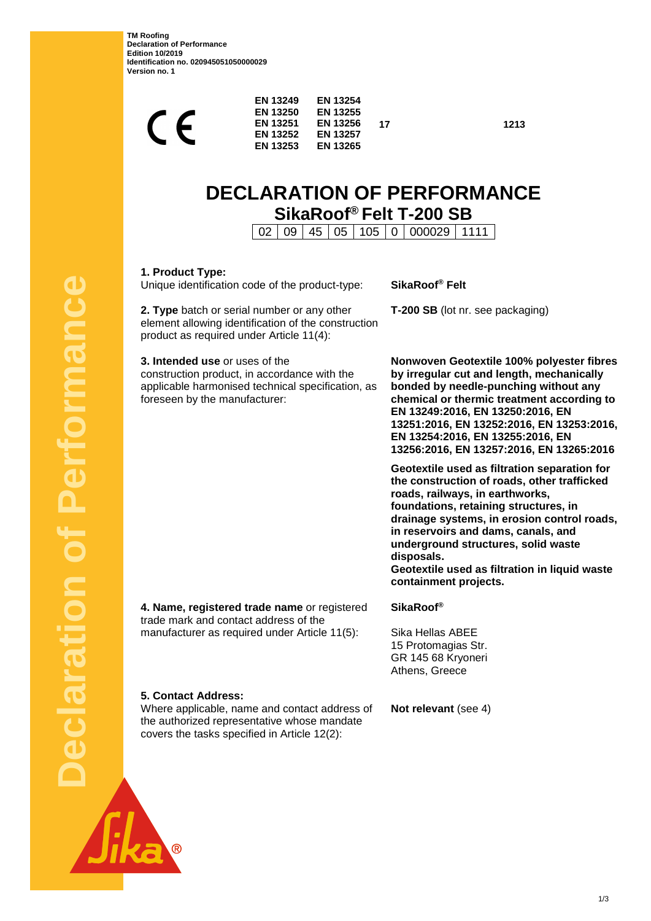**TM Roofing**
**Declaration of Performance**
**Edition 10/2019**
**Identification no. 020945051050000029**
**Version no. 1**

CE

| | | | |
|---|---|---|---|
| **EN 13249** | **EN 13254** | | |
| **EN 13250** | **EN 13255** | | |
| **EN 13251** | **EN 13256** | **17** | **1213** |
| **EN 13252** | **EN 13257** | | |
| **EN 13253** | **EN 13265** | | |

# DECLARATION OF PERFORMANCE

## SikaRoof® Felt T-200 SB

| 02 | 09 | 45 | 05 | 105 | 0 | 000029 | 1111 |
|---|---|---|---|---|---|---|---|

**1. Product Type:**
Unique identification code of the product-type: **SikaRoof® Felt**

**2. Type** batch or serial number or any other element allowing identification of the construction product as required under Article 11(4): **T-200 SB** (lot nr. see packaging)

**3. Intended use** or uses of the construction product, in accordance with the applicable harmonised technical specification, as foreseen by the manufacturer:

**Nonwoven Geotextile 100% polyester fibres by irregular cut and length, mechanically bonded by needle-punching without any chemical or thermic treatment according to EN 13249:2016, EN 13250:2016, EN 13251:2016, EN 13252:2016, EN 13253:2016, EN 13254:2016, EN 13255:2016, EN 13256:2016, EN 13257:2016, EN 13265:2016**

**Geotextile used as filtration separation for the construction of roads, other trafficked roads, railways, in earthworks, foundations, retaining structures, in drainage systems, in erosion control roads, in reservoirs and dams, canals, and underground structures, solid waste disposals.**
**Geotextile used as filtration in liquid waste containment projects.**

**4. Name, registered trade name** or registered trade mark and contact address of the manufacturer as required under Article 11(5):

**SikaRoof®**

Sika Hellas ABEE
15 Protomagias Str.
GR 145 68 Kryoneri
Athens, Greece

**5. Contact Address:**
Where applicable, name and contact address of the authorized representative whose mandate covers the tasks specified in Article 12(2): **Not relevant** (see 4)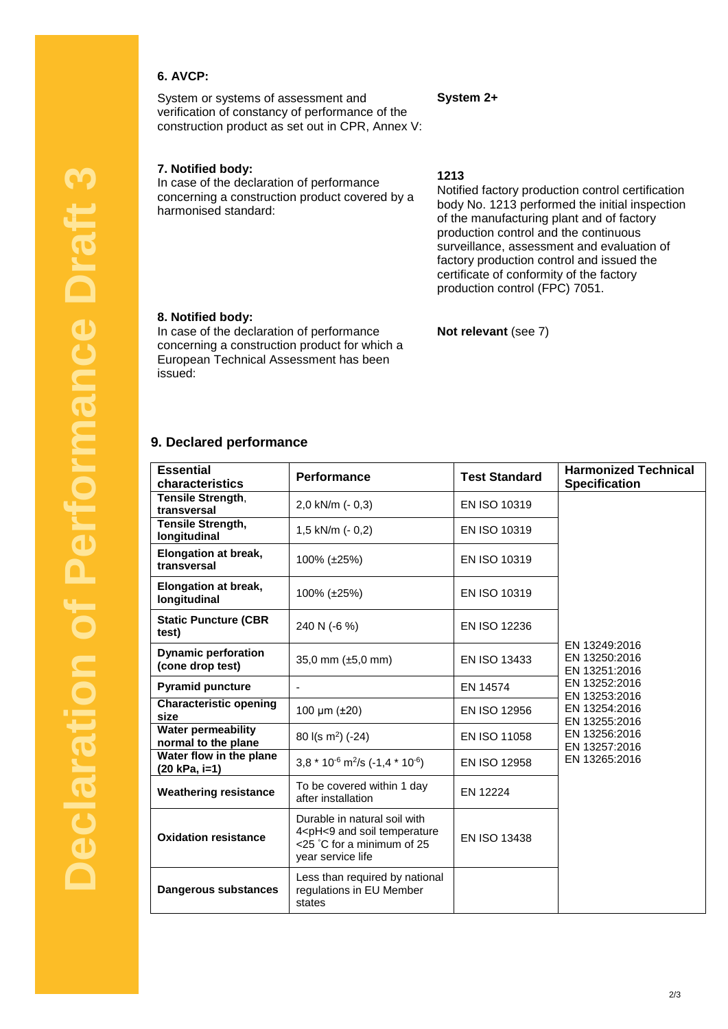Declaration of Performance Draft 3

### 6. AVCP:

System or systems of assessment and verification of constancy of performance of the construction product as set out in CPR, Annex V:

**System 2+**

### 7. Notified body:

In case of the declaration of performance concerning a construction product covered by a harmonised standard:

**1213**
Notified factory production control certification body No. 1213 performed the initial inspection of the manufacturing plant and of factory production control and the continuous surveillance, assessment and evaluation of factory production control and issued the certificate of conformity of the factory production control (FPC) 7051.

### 8. Notified body:

In case of the declaration of performance concerning a construction product for which a European Technical Assessment has been issued:

**Not relevant** (see 7)

## 9. Declared performance

| Essential characteristics | Performance | Test Standard | Harmonized Technical Specification |
|---|---|---|---|
| **Tensile Strength, transversal** | 2,0 kN/m (- 0,3) | EN ISO 10319 | EN 13249:2016 EN 13250:2016 EN 13251:2016 EN 13252:2016 EN 13253:2016 EN 13254:2016 EN 13255:2016 EN 13256:2016 EN 13257:2016 EN 13265:2016 |
| **Tensile Strength, longitudinal** | 1,5 kN/m (- 0,2) | EN ISO 10319 | |
| **Elongation at break, transversal** | 100% (±25%) | EN ISO 10319 | |
| **Elongation at break, longitudinal** | 100% (±25%) | EN ISO 10319 | |
| **Static Puncture (CBR test)** | 240 N (-6 %) | EN ISO 12236 | |
| **Dynamic perforation (cone drop test)** | 35,0 mm (±5,0 mm) | EN ISO 13433 | |
| **Pyramid puncture** | - | EN 14574 | |
| **Characteristic opening size** | 100 µm (±20) | EN ISO 12956 | |
| **Water permeability normal to the plane** | 80 l(s $m^2$) (-24) | EN ISO 11058 | |
| **Water flow in the plane (20 kPa, i=1)** | $3{,}8 * 10^{-6}$ $m^2/s$ ($-1{,}4 * 10^{-6}$) | EN ISO 12958 | |
| **Weathering resistance** | To be covered within 1 day after installation | EN 12224 | |
| **Oxidation resistance** | Durable in natural soil with 4<pH<9 and soil temperature <25 °C for a minimum of 25 year service life | EN ISO 13438 | |
| **Dangerous substances** | Less than required by national regulations in EU Member states | | |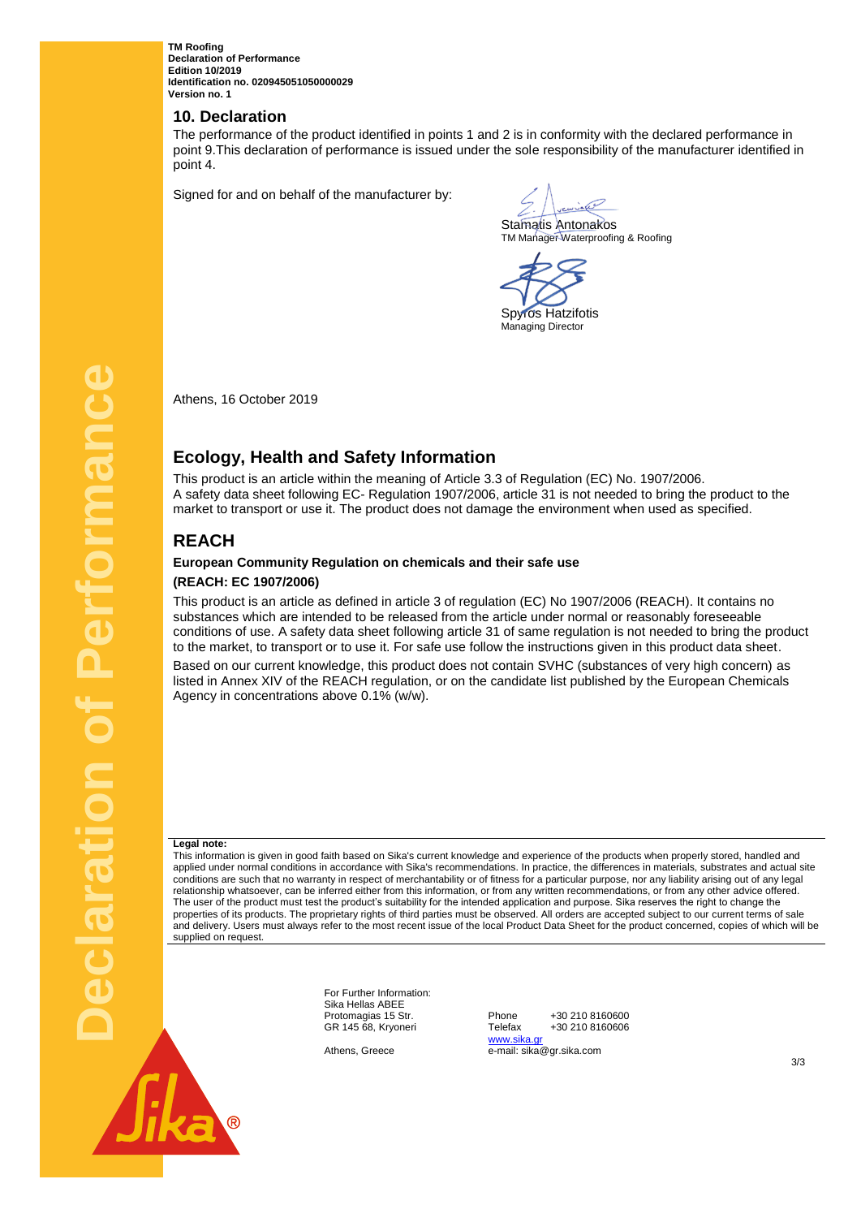## 10. Declaration

The performance of the product identified in points 1 and 2 is in conformity with the declared performance in point 9.This declaration of performance is issued under the sole responsibility of the manufacturer identified in point 4.

Signed for and on behalf of the manufacturer by:

Stamatis Antonakos
TM Manager Waterproofing & Roofing

Spyros Hatzifotis
Managing Director

Athens, 16 October 2019

## Ecology, Health and Safety Information

This product is an article within the meaning of Article 3.3 of Regulation (EC) No. 1907/2006.
A safety data sheet following EC- Regulation 1907/2006, article 31 is not needed to bring the product to the market to transport or use it. The product does not damage the environment when used as specified.

## REACH

**European Community Regulation on chemicals and their safe use**

**(REACH: EC 1907/2006)**

This product is an article as defined in article 3 of regulation (EC) No 1907/2006 (REACH). It contains no substances which are intended to be released from the article under normal or reasonably foreseeable conditions of use. A safety data sheet following article 31 of same regulation is not needed to bring the product to the market, to transport or to use it. For safe use follow the instructions given in this product data sheet.

Based on our current knowledge, this product does not contain SVHC (substances of very high concern) as listed in Annex XIV of the REACH regulation, or on the candidate list published by the European Chemicals Agency in concentrations above 0.1% (w/w).

**Legal note:**

This information is given in good faith based on Sika's current knowledge and experience of the products when properly stored, handled and applied under normal conditions in accordance with Sika's recommendations. In practice, the differences in materials, substrates and actual site conditions are such that no warranty in respect of merchantability or of fitness for a particular purpose, nor any liability arising out of any legal relationship whatsoever, can be inferred either from this information, or from any written recommendations, or from any other advice offered. The user of the product must test the product's suitability for the intended application and purpose. Sika reserves the right to change the properties of its products. The proprietary rights of third parties must be observed. All orders are accepted subject to our current terms of sale and delivery. Users must always refer to the most recent issue of the local Product Data Sheet for the product concerned, copies of which will be supplied on request.

For Further Information:
Sika Hellas ABEE
Protomagias 15 Str.
GR 145 68, Kryoneri

Athens, Greece

Phone +30 210 8160600
Telefax +30 210 8160606
www.sika.gr
e-mail: sika@gr.sika.com